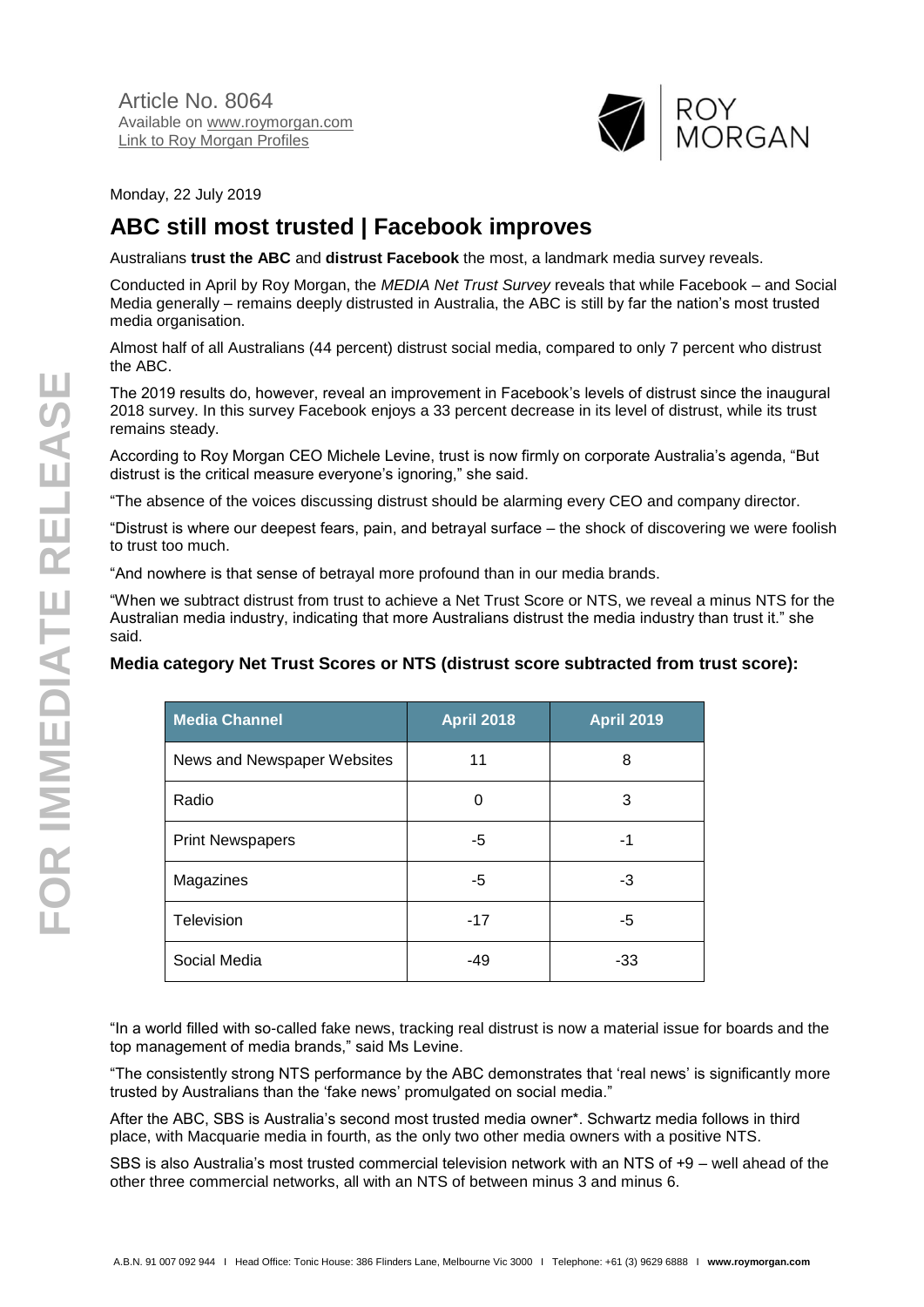Article No. 8064
Available on www.roymorgan.com
Link to Roy Morgan Profiles

Monday, 22 July 2019

# ABC still most trusted | Facebook improves

Australians **trust the ABC** and **distrust Facebook** the most, a landmark media survey reveals.

Conducted in April by Roy Morgan, the *MEDIA Net Trust Survey* reveals that while Facebook – and Social Media generally – remains deeply distrusted in Australia, the ABC is still by far the nation's most trusted media organisation.

Almost half of all Australians (44 percent) distrust social media, compared to only 7 percent who distrust the ABC.

The 2019 results do, however, reveal an improvement in Facebook's levels of distrust since the inaugural 2018 survey. In this survey Facebook enjoys a 33 percent decrease in its level of distrust, while its trust remains steady.

According to Roy Morgan CEO Michele Levine, trust is now firmly on corporate Australia's agenda, "But distrust is the critical measure everyone's ignoring," she said.

"The absence of the voices discussing distrust should be alarming every CEO and company director.

"Distrust is where our deepest fears, pain, and betrayal surface – the shock of discovering we were foolish to trust too much.

"And nowhere is that sense of betrayal more profound than in our media brands.

"When we subtract distrust from trust to achieve a Net Trust Score or NTS, we reveal a minus NTS for the Australian media industry, indicating that more Australians distrust the media industry than trust it." she said.

### Media category Net Trust Scores or NTS (distrust score subtracted from trust score):

| Media Channel | April 2018 | April 2019 |
|---|---|---|
| News and Newspaper Websites | 11 | 8 |
| Radio | 0 | 3 |
| Print Newspapers | -5 | -1 |
| Magazines | -5 | -3 |
| Television | -17 | -5 |
| Social Media | -49 | -33 |

"In a world filled with so-called fake news, tracking real distrust is now a material issue for boards and the top management of media brands," said Ms Levine.

"The consistently strong NTS performance by the ABC demonstrates that 'real news' is significantly more trusted by Australians than the 'fake news' promulgated on social media."

After the ABC, SBS is Australia's second most trusted media owner*. Schwartz media follows in third place, with Macquarie media in fourth, as the only two other media owners with a positive NTS.

SBS is also Australia's most trusted commercial television network with an NTS of +9 – well ahead of the other three commercial networks, all with an NTS of between minus 3 and minus 6.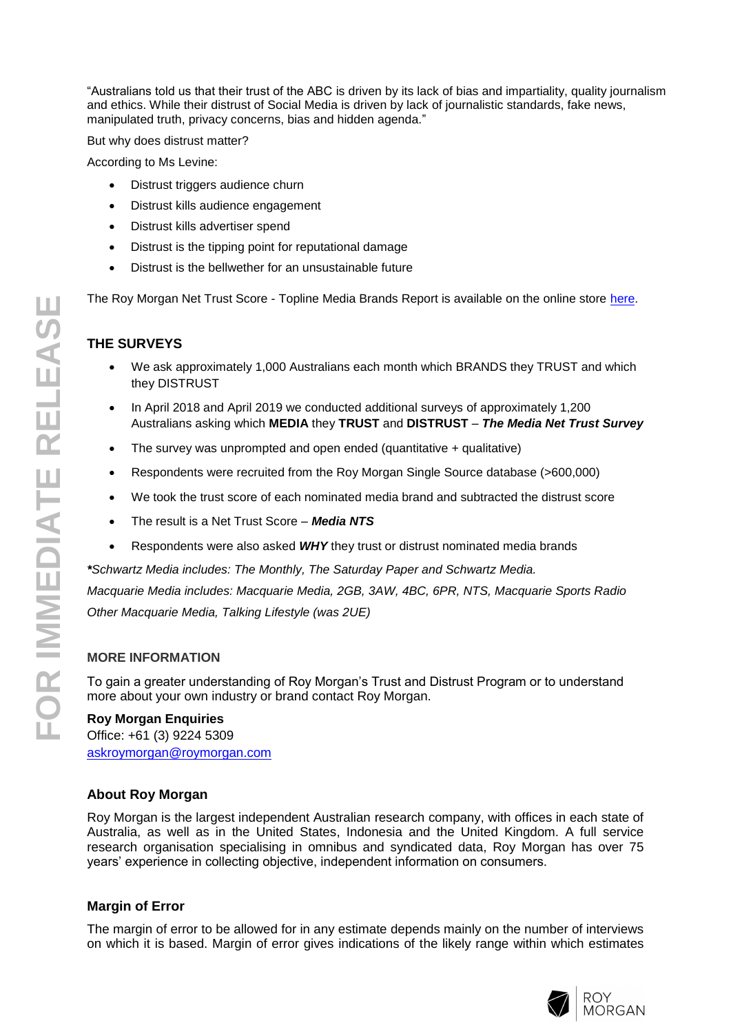"Australians told us that their trust of the ABC is driven by its lack of bias and impartiality, quality journalism and ethics. While their distrust of Social Media is driven by lack of journalistic standards, fake news, manipulated truth, privacy concerns, bias and hidden agenda."

But why does distrust matter?

According to Ms Levine:

- Distrust triggers audience churn
- Distrust kills audience engagement
- Distrust kills advertiser spend
- Distrust is the tipping point for reputational damage
- Distrust is the bellwether for an unsustainable future

The Roy Morgan Net Trust Score - Topline Media Brands Report is available on the online store here.

## THE SURVEYS

- We ask approximately 1,000 Australians each month which BRANDS they TRUST and which they DISTRUST
- In April 2018 and April 2019 we conducted additional surveys of approximately 1,200 Australians asking which **MEDIA** they **TRUST** and **DISTRUST** – ***The Media Net Trust Survey***
- The survey was unprompted and open ended (quantitative + qualitative)
- Respondents were recruited from the Roy Morgan Single Source database (>600,000)
- We took the trust score of each nominated media brand and subtracted the distrust score
- The result is a Net Trust Score – ***Media NTS***
- Respondents were also asked ***WHY*** they trust or distrust nominated media brands

***\****Schwartz Media includes: The Monthly, The Saturday Paper and Schwartz Media.*

*Macquarie Media includes: Macquarie Media, 2GB, 3AW, 4BC, 6PR, NTS, Macquarie Sports Radio Other Macquarie Media, Talking Lifestyle (was 2UE)*

### MORE INFORMATION

To gain a greater understanding of Roy Morgan's Trust and Distrust Program or to understand more about your own industry or brand contact Roy Morgan.

**Roy Morgan Enquiries**
Office: +61 (3) 9224 5309
askroymorgan@roymorgan.com

### About Roy Morgan

Roy Morgan is the largest independent Australian research company, with offices in each state of Australia, as well as in the United States, Indonesia and the United Kingdom. A full service research organisation specialising in omnibus and syndicated data, Roy Morgan has over 75 years' experience in collecting objective, independent information on consumers.

### Margin of Error

The margin of error to be allowed for in any estimate depends mainly on the number of interviews on which it is based. Margin of error gives indications of the likely range within which estimates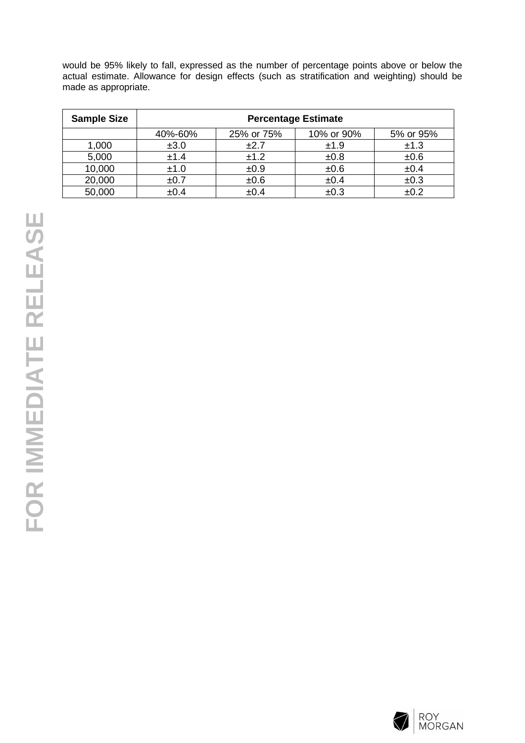would be 95% likely to fall, expressed as the number of percentage points above or below the actual estimate. Allowance for design effects (such as stratification and weighting) should be made as appropriate.

| Sample Size | Percentage Estimate | | | |
|---|---|---|---|---|
| | 40%-60% | 25% or 75% | 10% or 90% | 5% or 95% |
| 1,000 | ±3.0 | ±2.7 | ±1.9 | ±1.3 |
| 5,000 | ±1.4 | ±1.2 | ±0.8 | ±0.6 |
| 10,000 | ±1.0 | ±0.9 | ±0.6 | ±0.4 |
| 20,000 | ±0.7 | ±0.6 | ±0.4 | ±0.3 |
| 50,000 | ±0.4 | ±0.4 | ±0.3 | ±0.2 |

FOR IMMEDIATE RELEASE